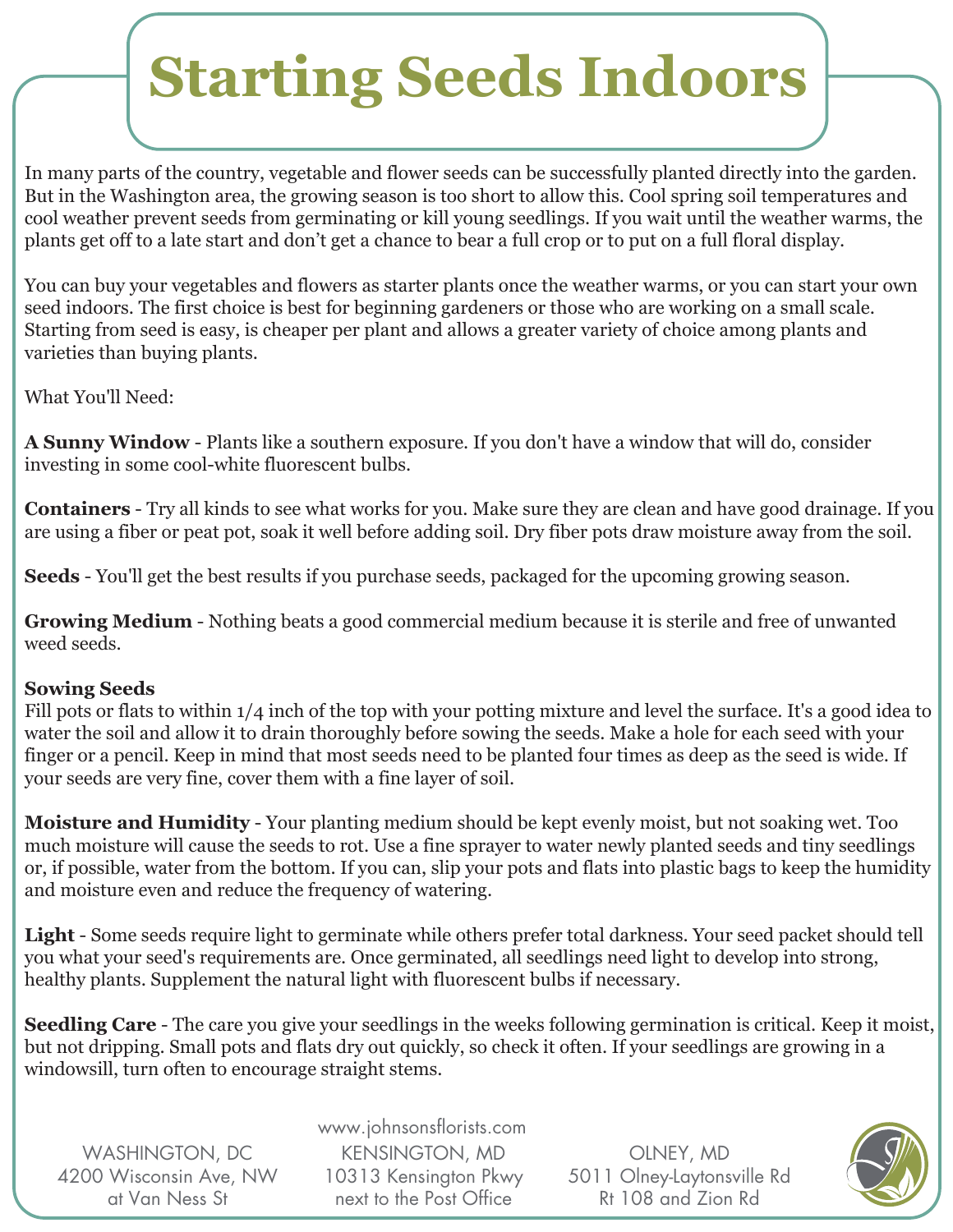# Starting Seeds Indoors

In many parts of the country, vegetable and flower seeds can be successfully planted directly into the garden. But in the Washington area, the growing season is too short to allow this. Cool spring soil temperatures and cool weather prevent seeds from germinating or kill young seedlings. If you wait until the weather warms, the plants get off to a late start and don't get a chance to bear a full crop or to put on a full floral display.

You can buy your vegetables and flowers as starter plants once the weather warms, or you can start your own seed indoors. The first choice is best for beginning gardeners or those who are working on a small scale. Starting from seed is easy, is cheaper per plant and allows a greater variety of choice among plants and varieties than buying plants.

What You'll Need:

**A Sunny Window** - Plants like a southern exposure. If you don't have a window that will do, consider investing in some cool-white fluorescent bulbs.

**Containers** - Try all kinds to see what works for you. Make sure they are clean and have good drainage. If you are using a fiber or peat pot, soak it well before adding soil. Dry fiber pots draw moisture away from the soil.

**Seeds** - You'll get the best results if you purchase seeds, packaged for the upcoming growing season.

**Growing Medium** - Nothing beats a good commercial medium because it is sterile and free of unwanted weed seeds.

**Sowing Seeds**
Fill pots or flats to within 1/4 inch of the top with your potting mixture and level the surface. It's a good idea to water the soil and allow it to drain thoroughly before sowing the seeds. Make a hole for each seed with your finger or a pencil. Keep in mind that most seeds need to be planted four times as deep as the seed is wide. If your seeds are very fine, cover them with a fine layer of soil.

**Moisture and Humidity** - Your planting medium should be kept evenly moist, but not soaking wet. Too much moisture will cause the seeds to rot. Use a fine sprayer to water newly planted seeds and tiny seedlings or, if possible, water from the bottom. If you can, slip your pots and flats into plastic bags to keep the humidity and moisture even and reduce the frequency of watering.

**Light** - Some seeds require light to germinate while others prefer total darkness. Your seed packet should tell you what your seed's requirements are. Once germinated, all seedlings need light to develop into strong, healthy plants. Supplement the natural light with fluorescent bulbs if necessary.

**Seedling Care** - The care you give your seedlings in the weeks following germination is critical. Keep it moist, but not dripping. Small pots and flats dry out quickly, so check it often. If your seedlings are growing in a windowsill, turn often to encourage straight stems.

www.johnsonsflorists.com

WASHINGTON, DC
4200 Wisconsin Ave, NW
at Van Ness St

KENSINGTON, MD
10313 Kensington Pkwy
next to the Post Office

OLNEY, MD
5011 Olney-Laytonsville Rd
Rt 108 and Zion Rd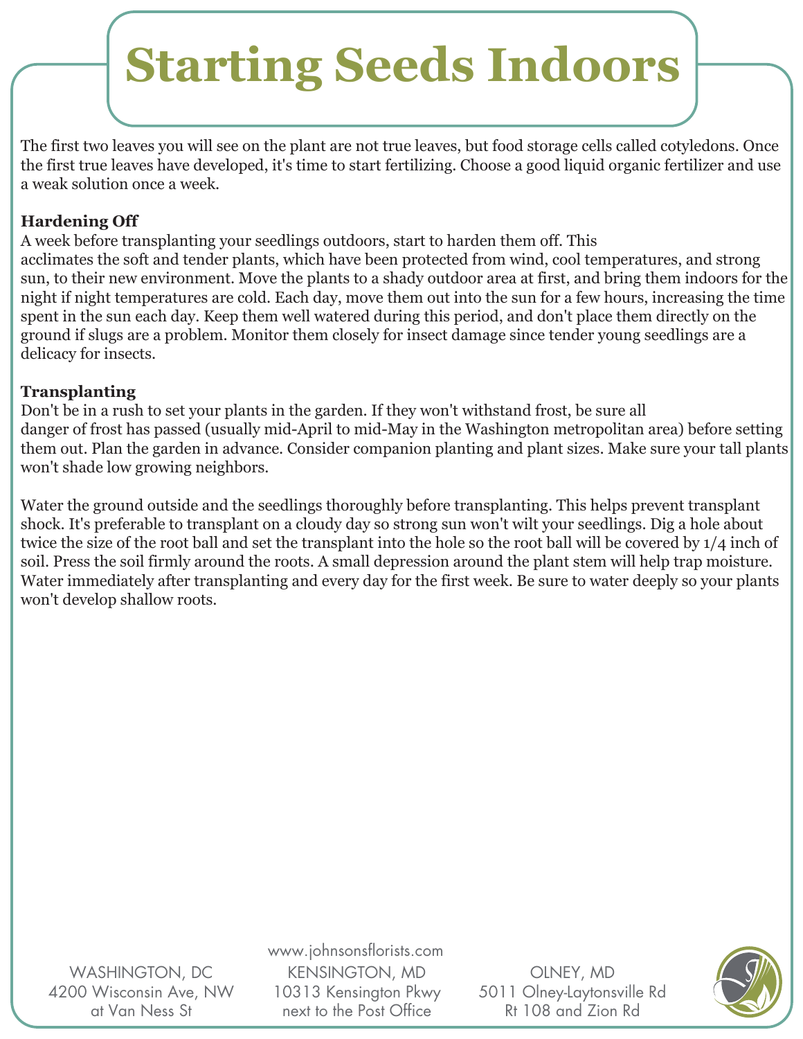# Starting Seeds Indoors

The first two leaves you will see on the plant are not true leaves, but food storage cells called cotyledons. Once the first true leaves have developed, it's time to start fertilizing. Choose a good liquid organic fertilizer and use a weak solution once a week.

**Hardening Off**

A week before transplanting your seedlings outdoors, start to harden them off. This acclimates the soft and tender plants, which have been protected from wind, cool temperatures, and strong sun, to their new environment. Move the plants to a shady outdoor area at first, and bring them indoors for the night if night temperatures are cold. Each day, move them out into the sun for a few hours, increasing the time spent in the sun each day. Keep them well watered during this period, and don't place them directly on the ground if slugs are a problem. Monitor them closely for insect damage since tender young seedlings are a delicacy for insects.

**Transplanting**

Don't be in a rush to set your plants in the garden. If they won't withstand frost, be sure all danger of frost has passed (usually mid-April to mid-May in the Washington metropolitan area) before setting them out. Plan the garden in advance. Consider companion planting and plant sizes. Make sure your tall plants won't shade low growing neighbors.

Water the ground outside and the seedlings thoroughly before transplanting. This helps prevent transplant shock. It's preferable to transplant on a cloudy day so strong sun won't wilt your seedlings. Dig a hole about twice the size of the root ball and set the transplant into the hole so the root ball will be covered by 1/4 inch of soil. Press the soil firmly around the roots. A small depression around the plant stem will help trap moisture. Water immediately after transplanting and every day for the first week. Be sure to water deeply so your plants won't develop shallow roots.

www.johnsonsflorists.com

WASHINGTON, DC
4200 Wisconsin Ave, NW
at Van Ness St

KENSINGTON, MD
10313 Kensington Pkwy
next to the Post Office

OLNEY, MD
5011 Olney-Laytonsville Rd
Rt 108 and Zion Rd